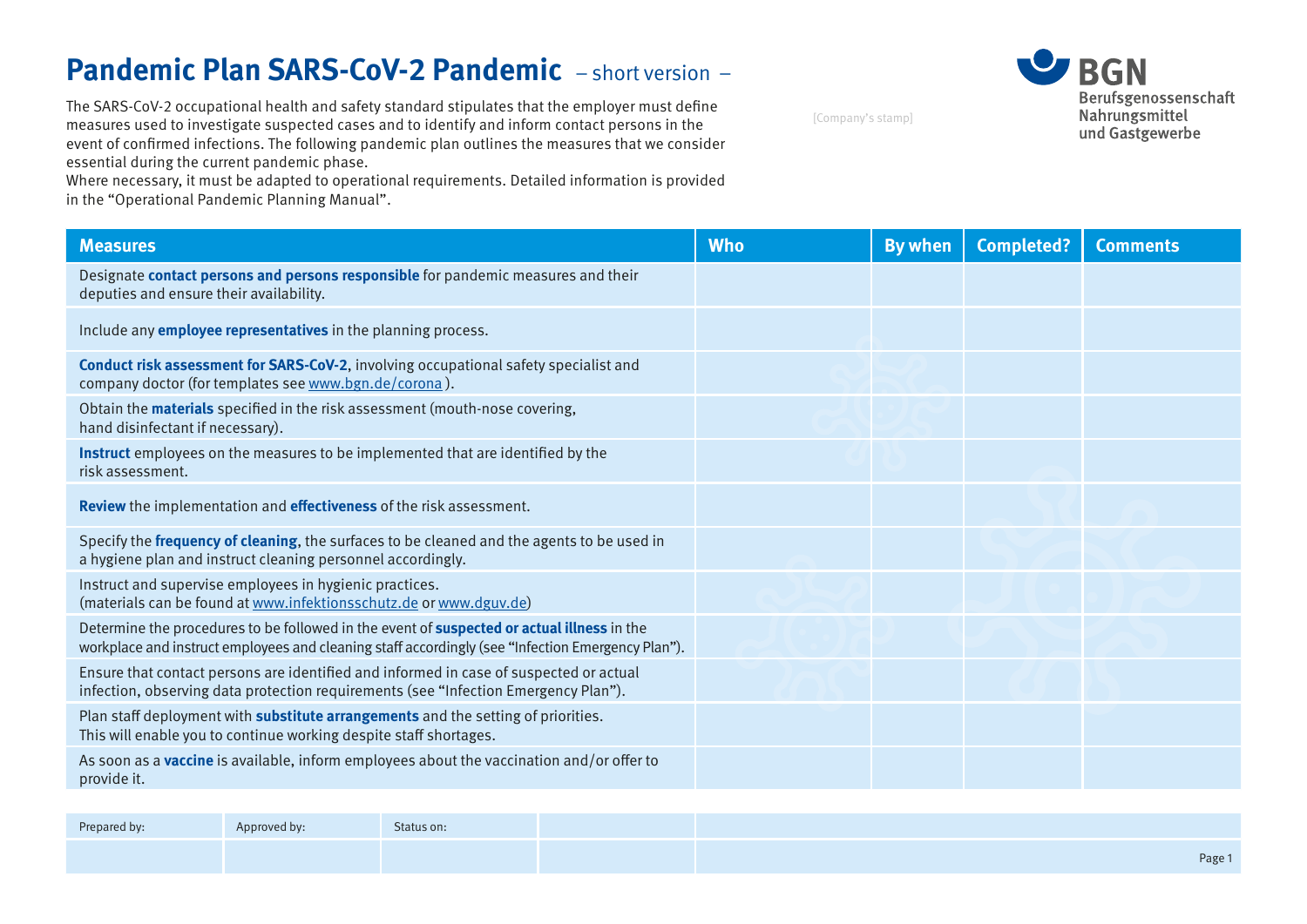# Pandemic Plan SARS-CoV-2 Pandemic – short version –

[Company's stamp]

BGN
Berufsgenossenschaft
Nahrungsmittel
und Gastgewerbe

The SARS-CoV-2 occupational health and safety standard stipulates that the employer must define measures used to investigate suspected cases and to identify and inform contact persons in the event of confirmed infections. The following pandemic plan outlines the measures that we consider essential during the current pandemic phase.
Where necessary, it must be adapted to operational requirements. Detailed information is provided in the "Operational Pandemic Planning Manual".

| Measures | Who | By when | Completed? | Comments |
|---|---|---|---|---|
| Designate **contact persons and persons responsible** for pandemic measures and their deputies and ensure their availability. | | | | |
| Include any **employee representatives** in the planning process. | | | | |
| **Conduct risk assessment for SARS-CoV-2**, involving occupational safety specialist and company doctor (for templates see www.bgn.de/corona ). | | | | |
| Obtain the **materials** specified in the risk assessment (mouth-nose covering, hand disinfectant if necessary). | | | | |
| **Instruct** employees on the measures to be implemented that are identified by the risk assessment. | | | | |
| **Review** the implementation and **effectiveness** of the risk assessment. | | | | |
| Specify the **frequency of cleaning**, the surfaces to be cleaned and the agents to be used in a hygiene plan and instruct cleaning personnel accordingly. | | | | |
| Instruct and supervise employees in hygienic practices. (materials can be found at www.infektionsschutz.de or www.dguv.de) | | | | |
| Determine the procedures to be followed in the event of **suspected or actual illness** in the workplace and instruct employees and cleaning staff accordingly (see "Infection Emergency Plan"). | | | | |
| Ensure that contact persons are identified and informed in case of suspected or actual infection, observing data protection requirements (see "Infection Emergency Plan"). | | | | |
| Plan staff deployment with **substitute arrangements** and the setting of priorities. This will enable you to continue working despite staff shortages. | | | | |
| As soon as a **vaccine** is available, inform employees about the vaccination and/or offer to provide it. | | | | |

| Prepared by: | Approved by: | Status on: | | |
|---|---|---|---|---|
| | | | | |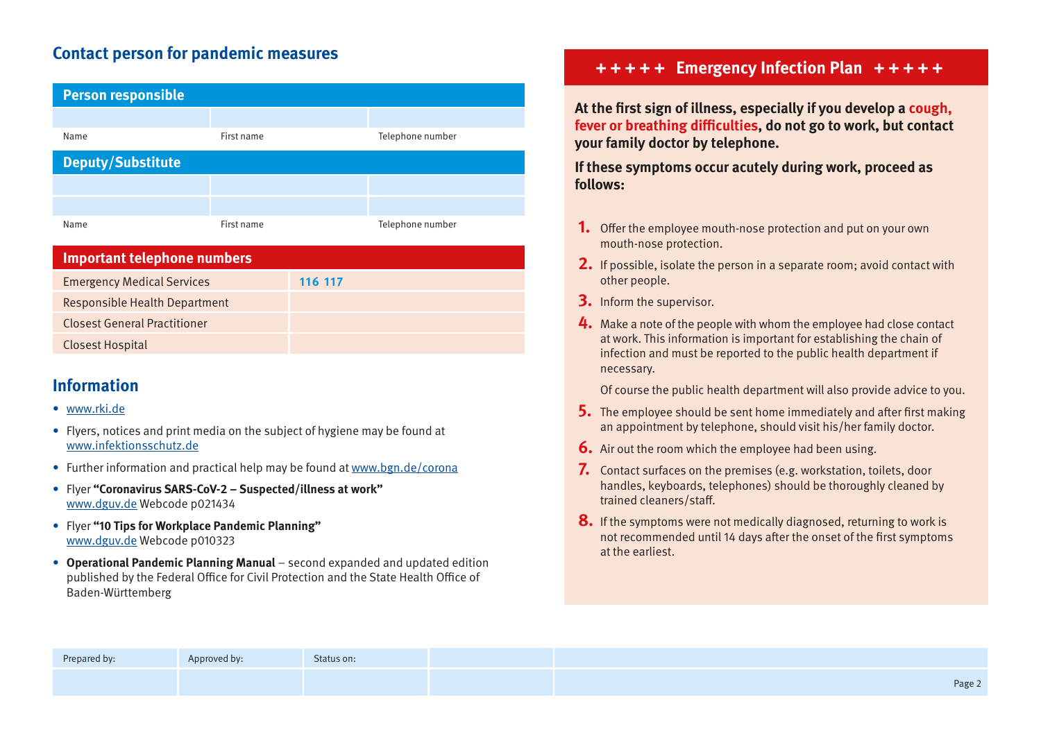## Contact person for pandemic measures

### Person responsible

| Name | First name | Telephone number |
|---|---|---|
| | | |

### Deputy/Substitute

| Name | First name | Telephone number |
|---|---|---|
| | | |
| | | |

### Important telephone numbers

| | |
|---|---|
| Emergency Medical Services | **116 117** |
| Responsible Health Department | |
| Closest General Practitioner | |
| Closest Hospital | |

## Information

- www.rki.de
- Flyers, notices and print media on the subject of hygiene may be found at www.infektionsschutz.de
- Further information and practical help may be found at www.bgn.de/corona
- Flyer **"Coronavirus SARS-CoV-2 – Suspected/illness at work"** www.dguv.de Webcode p021434
- Flyer **"10 Tips for Workplace Pandemic Planning"** www.dguv.de Webcode p010323
- **Operational Pandemic Planning Manual** – second expanded and updated edition published by the Federal Office for Civil Protection and the State Health Office of Baden-Württemberg

## + + + + + Emergency Infection Plan + + + + +

**At the first sign of illness, especially if you develop a cough, fever or breathing difficulties, do not go to work, but contact your family doctor by telephone.**

**If these symptoms occur acutely during work, proceed as follows:**

1. Offer the employee mouth-nose protection and put on your own mouth-nose protection.
2. If possible, isolate the person in a separate room; avoid contact with other people.
3. Inform the supervisor.
4. Make a note of the people with whom the employee had close contact at work. This information is important for establishing the chain of infection and must be reported to the public health department if necessary.

   Of course the public health department will also provide advice to you.
5. The employee should be sent home immediately and after first making an appointment by telephone, should visit his/her family doctor.
6. Air out the room which the employee had been using.
7. Contact surfaces on the premises (e.g. workstation, toilets, door handles, keyboards, telephones) should be thoroughly cleaned by trained cleaners/staff.
8. If the symptoms were not medically diagnosed, returning to work is not recommended until 14 days after the onset of the first symptoms at the earliest.

| Prepared by: | Approved by: | Status on: | | |
|---|---|---|---|---|
| | | | | |